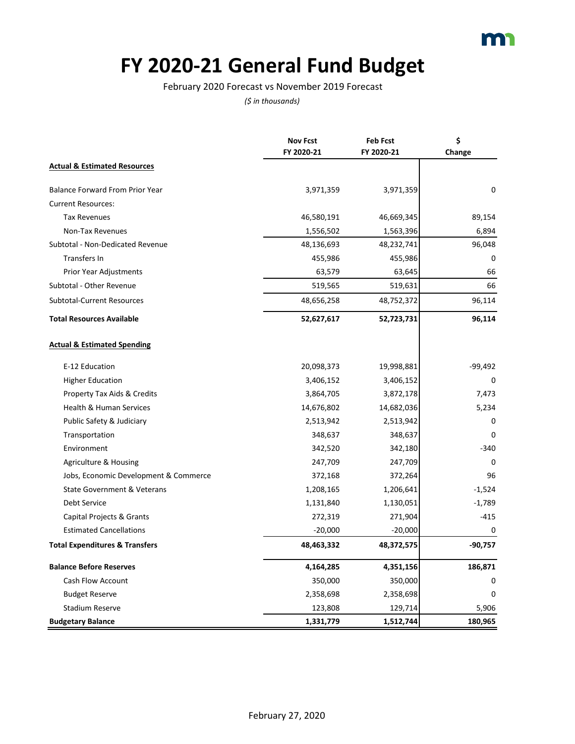# FY 2020-21 General Fund Budget

February 2020 Forecast vs November 2019 Forecast

*($ in thousands)*

| | Nov Fcst FY 2020-21 | Feb Fcst FY 2020-21 | $ Change |
|---|---|---|---|
| **Actual & Estimated Resources** | | | |
| Balance Forward From Prior Year | 3,971,359 | 3,971,359 | 0 |
| Current Resources: | | | |
| Tax Revenues | 46,580,191 | 46,669,345 | 89,154 |
| Non-Tax Revenues | 1,556,502 | 1,563,396 | 6,894 |
| Subtotal - Non-Dedicated Revenue | 48,136,693 | 48,232,741 | 96,048 |
| Transfers In | 455,986 | 455,986 | 0 |
| Prior Year Adjustments | 63,579 | 63,645 | 66 |
| Subtotal - Other Revenue | 519,565 | 519,631 | 66 |
| Subtotal-Current Resources | 48,656,258 | 48,752,372 | 96,114 |
| **Total Resources Available** | **52,627,617** | **52,723,731** | **96,114** |
| **Actual & Estimated Spending** | | | |
| E-12 Education | 20,098,373 | 19,998,881 | -99,492 |
| Higher Education | 3,406,152 | 3,406,152 | 0 |
| Property Tax Aids & Credits | 3,864,705 | 3,872,178 | 7,473 |
| Health & Human Services | 14,676,802 | 14,682,036 | 5,234 |
| Public Safety & Judiciary | 2,513,942 | 2,513,942 | 0 |
| Transportation | 348,637 | 348,637 | 0 |
| Environment | 342,520 | 342,180 | -340 |
| Agriculture & Housing | 247,709 | 247,709 | 0 |
| Jobs, Economic Development & Commerce | 372,168 | 372,264 | 96 |
| State Government & Veterans | 1,208,165 | 1,206,641 | -1,524 |
| Debt Service | 1,131,840 | 1,130,051 | -1,789 |
| Capital Projects & Grants | 272,319 | 271,904 | -415 |
| Estimated Cancellations | -20,000 | -20,000 | 0 |
| **Total Expenditures & Transfers** | **48,463,332** | **48,372,575** | **-90,757** |
| **Balance Before Reserves** | **4,164,285** | **4,351,156** | **186,871** |
| Cash Flow Account | 350,000 | 350,000 | 0 |
| Budget Reserve | 2,358,698 | 2,358,698 | 0 |
| Stadium Reserve | 123,808 | 129,714 | 5,906 |
| **Budgetary Balance** | **1,331,779** | **1,512,744** | **180,965** |

February 27, 2020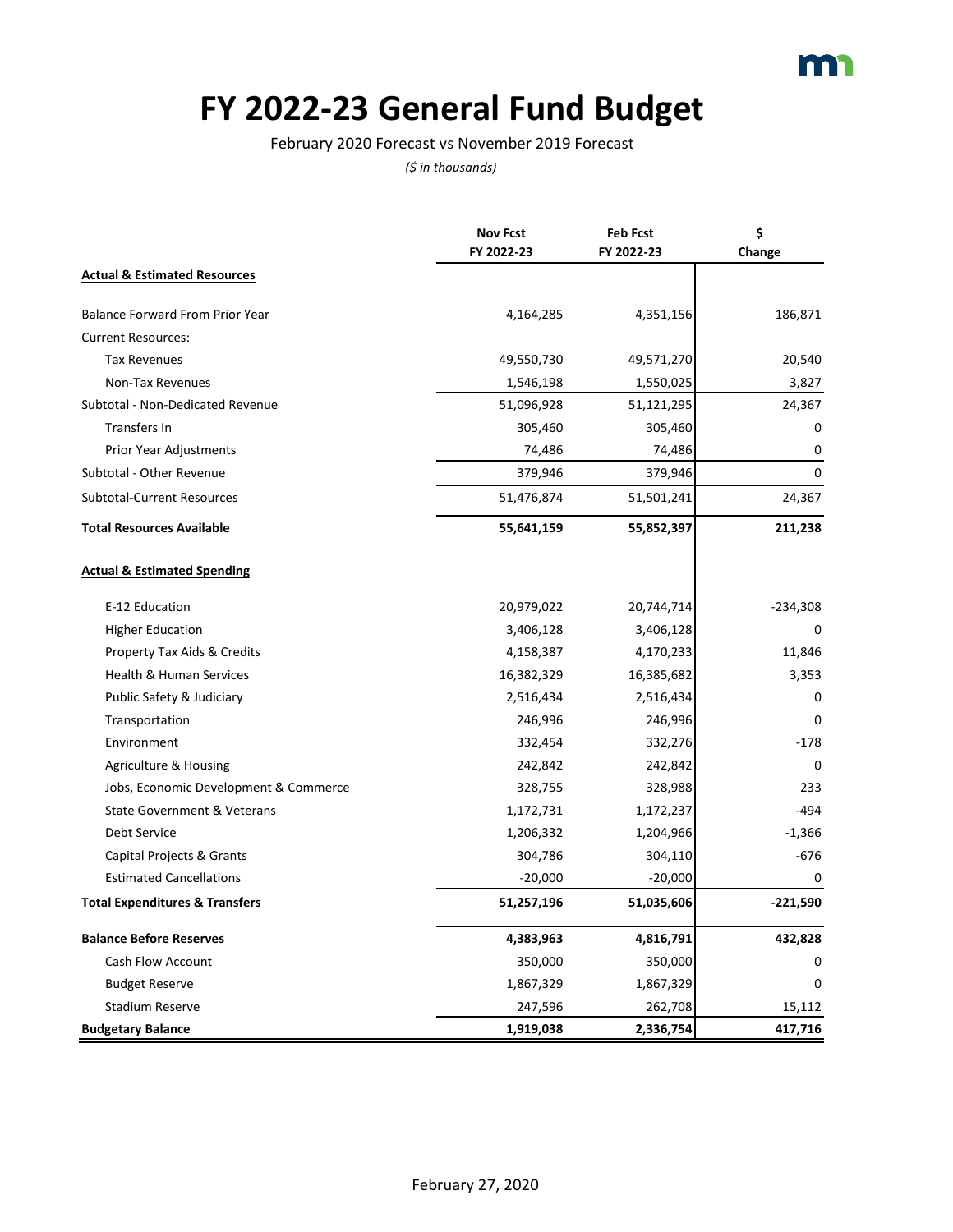# FY 2022-23 General Fund Budget

February 2020 Forecast vs November 2019 Forecast

*($ in thousands)*

| | Nov Fcst FY 2022-23 | Feb Fcst FY 2022-23 | $ Change |
|---|---|---|---|
| **Actual & Estimated Resources** | | | |
| Balance Forward From Prior Year | 4,164,285 | 4,351,156 | 186,871 |
| Current Resources: | | | |
| Tax Revenues | 49,550,730 | 49,571,270 | 20,540 |
| Non-Tax Revenues | 1,546,198 | 1,550,025 | 3,827 |
| Subtotal - Non-Dedicated Revenue | 51,096,928 | 51,121,295 | 24,367 |
| Transfers In | 305,460 | 305,460 | 0 |
| Prior Year Adjustments | 74,486 | 74,486 | 0 |
| Subtotal - Other Revenue | 379,946 | 379,946 | 0 |
| Subtotal-Current Resources | 51,476,874 | 51,501,241 | 24,367 |
| **Total Resources Available** | **55,641,159** | **55,852,397** | **211,238** |
| **Actual & Estimated Spending** | | | |
| E-12 Education | 20,979,022 | 20,744,714 | -234,308 |
| Higher Education | 3,406,128 | 3,406,128 | 0 |
| Property Tax Aids & Credits | 4,158,387 | 4,170,233 | 11,846 |
| Health & Human Services | 16,382,329 | 16,385,682 | 3,353 |
| Public Safety & Judiciary | 2,516,434 | 2,516,434 | 0 |
| Transportation | 246,996 | 246,996 | 0 |
| Environment | 332,454 | 332,276 | -178 |
| Agriculture & Housing | 242,842 | 242,842 | 0 |
| Jobs, Economic Development & Commerce | 328,755 | 328,988 | 233 |
| State Government & Veterans | 1,172,731 | 1,172,237 | -494 |
| Debt Service | 1,206,332 | 1,204,966 | -1,366 |
| Capital Projects & Grants | 304,786 | 304,110 | -676 |
| Estimated Cancellations | -20,000 | -20,000 | 0 |
| **Total Expenditures & Transfers** | **51,257,196** | **51,035,606** | **-221,590** |
| **Balance Before Reserves** | **4,383,963** | **4,816,791** | **432,828** |
| Cash Flow Account | 350,000 | 350,000 | 0 |
| Budget Reserve | 1,867,329 | 1,867,329 | 0 |
| Stadium Reserve | 247,596 | 262,708 | 15,112 |
| **Budgetary Balance** | **1,919,038** | **2,336,754** | **417,716** |

February 27, 2020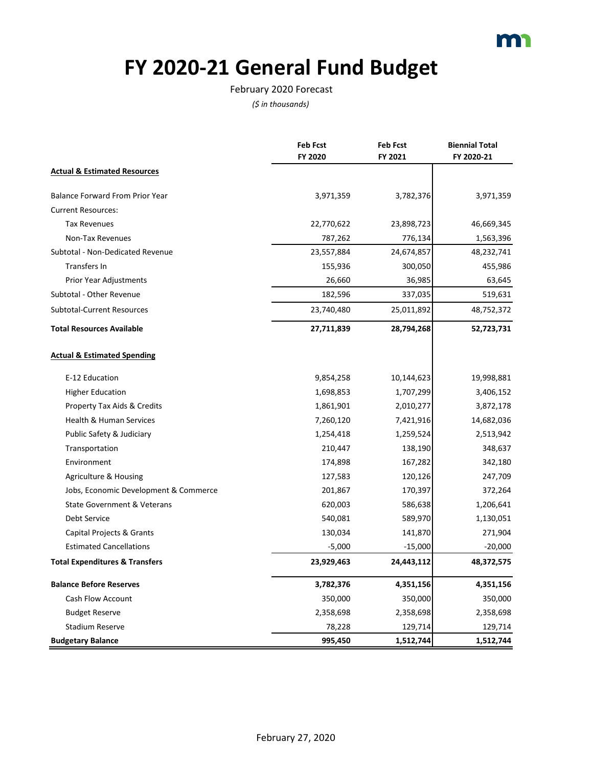# FY 2020-21 General Fund Budget

February 2020 Forecast

*($ in thousands)*

| | Feb Fcst FY 2020 | Feb Fcst FY 2021 | Biennial Total FY 2020-21 |
|---|---|---|---|
| **Actual & Estimated Resources** | | | |
| Balance Forward From Prior Year | 3,971,359 | 3,782,376 | 3,971,359 |
| Current Resources: | | | |
| Tax Revenues | 22,770,622 | 23,898,723 | 46,669,345 |
| Non-Tax Revenues | 787,262 | 776,134 | 1,563,396 |
| Subtotal - Non-Dedicated Revenue | 23,557,884 | 24,674,857 | 48,232,741 |
| Transfers In | 155,936 | 300,050 | 455,986 |
| Prior Year Adjustments | 26,660 | 36,985 | 63,645 |
| Subtotal - Other Revenue | 182,596 | 337,035 | 519,631 |
| Subtotal-Current Resources | 23,740,480 | 25,011,892 | 48,752,372 |
| **Total Resources Available** | **27,711,839** | **28,794,268** | **52,723,731** |
| **Actual & Estimated Spending** | | | |
| E-12 Education | 9,854,258 | 10,144,623 | 19,998,881 |
| Higher Education | 1,698,853 | 1,707,299 | 3,406,152 |
| Property Tax Aids & Credits | 1,861,901 | 2,010,277 | 3,872,178 |
| Health & Human Services | 7,260,120 | 7,421,916 | 14,682,036 |
| Public Safety & Judiciary | 1,254,418 | 1,259,524 | 2,513,942 |
| Transportation | 210,447 | 138,190 | 348,637 |
| Environment | 174,898 | 167,282 | 342,180 |
| Agriculture & Housing | 127,583 | 120,126 | 247,709 |
| Jobs, Economic Development & Commerce | 201,867 | 170,397 | 372,264 |
| State Government & Veterans | 620,003 | 586,638 | 1,206,641 |
| Debt Service | 540,081 | 589,970 | 1,130,051 |
| Capital Projects & Grants | 130,034 | 141,870 | 271,904 |
| Estimated Cancellations | -5,000 | -15,000 | -20,000 |
| **Total Expenditures & Transfers** | **23,929,463** | **24,443,112** | **48,372,575** |
| **Balance Before Reserves** | **3,782,376** | **4,351,156** | **4,351,156** |
| Cash Flow Account | 350,000 | 350,000 | 350,000 |
| Budget Reserve | 2,358,698 | 2,358,698 | 2,358,698 |
| Stadium Reserve | 78,228 | 129,714 | 129,714 |
| **Budgetary Balance** | **995,450** | **1,512,744** | **1,512,744** |

February 27, 2020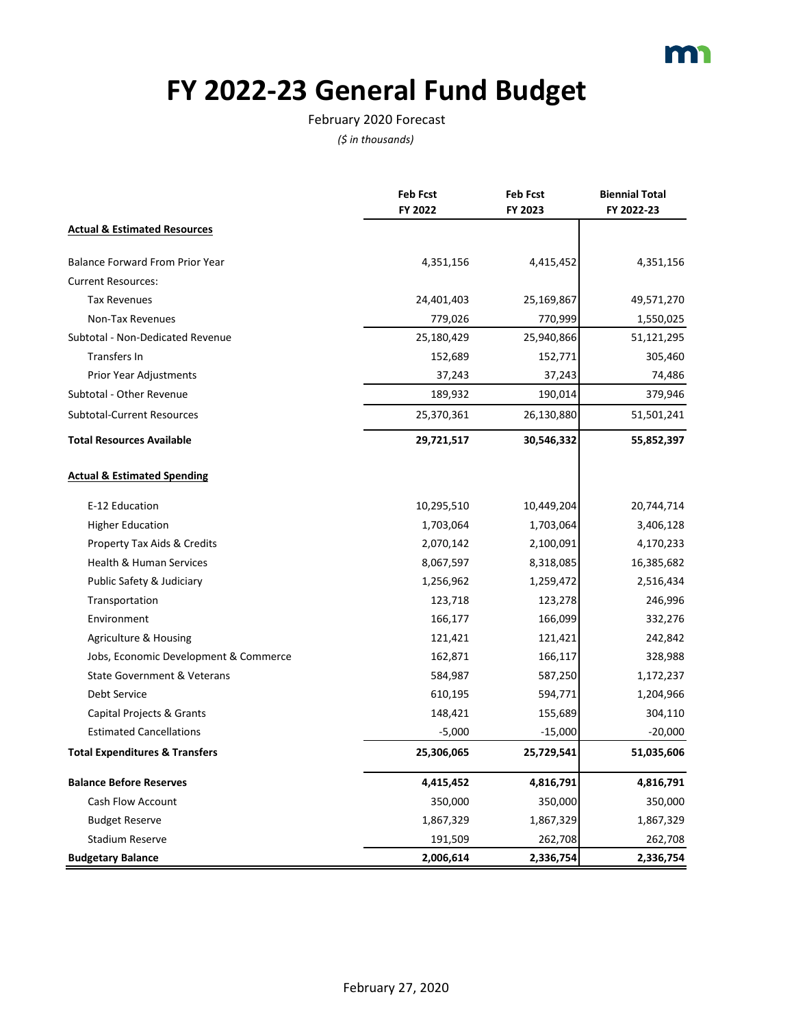# FY 2022-23 General Fund Budget

February 2020 Forecast

*($ in thousands)*

| | Feb Fcst FY 2022 | Feb Fcst FY 2023 | Biennial Total FY 2022-23 |
|---|---|---|---|
| **Actual & Estimated Resources** | | | |
| Balance Forward From Prior Year | 4,351,156 | 4,415,452 | 4,351,156 |
| Current Resources: | | | |
| Tax Revenues | 24,401,403 | 25,169,867 | 49,571,270 |
| Non-Tax Revenues | 779,026 | 770,999 | 1,550,025 |
| Subtotal - Non-Dedicated Revenue | 25,180,429 | 25,940,866 | 51,121,295 |
| Transfers In | 152,689 | 152,771 | 305,460 |
| Prior Year Adjustments | 37,243 | 37,243 | 74,486 |
| Subtotal - Other Revenue | 189,932 | 190,014 | 379,946 |
| Subtotal-Current Resources | 25,370,361 | 26,130,880 | 51,501,241 |
| **Total Resources Available** | **29,721,517** | **30,546,332** | **55,852,397** |
| **Actual & Estimated Spending** | | | |
| E-12 Education | 10,295,510 | 10,449,204 | 20,744,714 |
| Higher Education | 1,703,064 | 1,703,064 | 3,406,128 |
| Property Tax Aids & Credits | 2,070,142 | 2,100,091 | 4,170,233 |
| Health & Human Services | 8,067,597 | 8,318,085 | 16,385,682 |
| Public Safety & Judiciary | 1,256,962 | 1,259,472 | 2,516,434 |
| Transportation | 123,718 | 123,278 | 246,996 |
| Environment | 166,177 | 166,099 | 332,276 |
| Agriculture & Housing | 121,421 | 121,421 | 242,842 |
| Jobs, Economic Development & Commerce | 162,871 | 166,117 | 328,988 |
| State Government & Veterans | 584,987 | 587,250 | 1,172,237 |
| Debt Service | 610,195 | 594,771 | 1,204,966 |
| Capital Projects & Grants | 148,421 | 155,689 | 304,110 |
| Estimated Cancellations | -5,000 | -15,000 | -20,000 |
| **Total Expenditures & Transfers** | **25,306,065** | **25,729,541** | **51,035,606** |
| **Balance Before Reserves** | **4,415,452** | **4,816,791** | **4,816,791** |
| Cash Flow Account | 350,000 | 350,000 | 350,000 |
| Budget Reserve | 1,867,329 | 1,867,329 | 1,867,329 |
| Stadium Reserve | 191,509 | 262,708 | 262,708 |
| **Budgetary Balance** | **2,006,614** | **2,336,754** | **2,336,754** |

February 27, 2020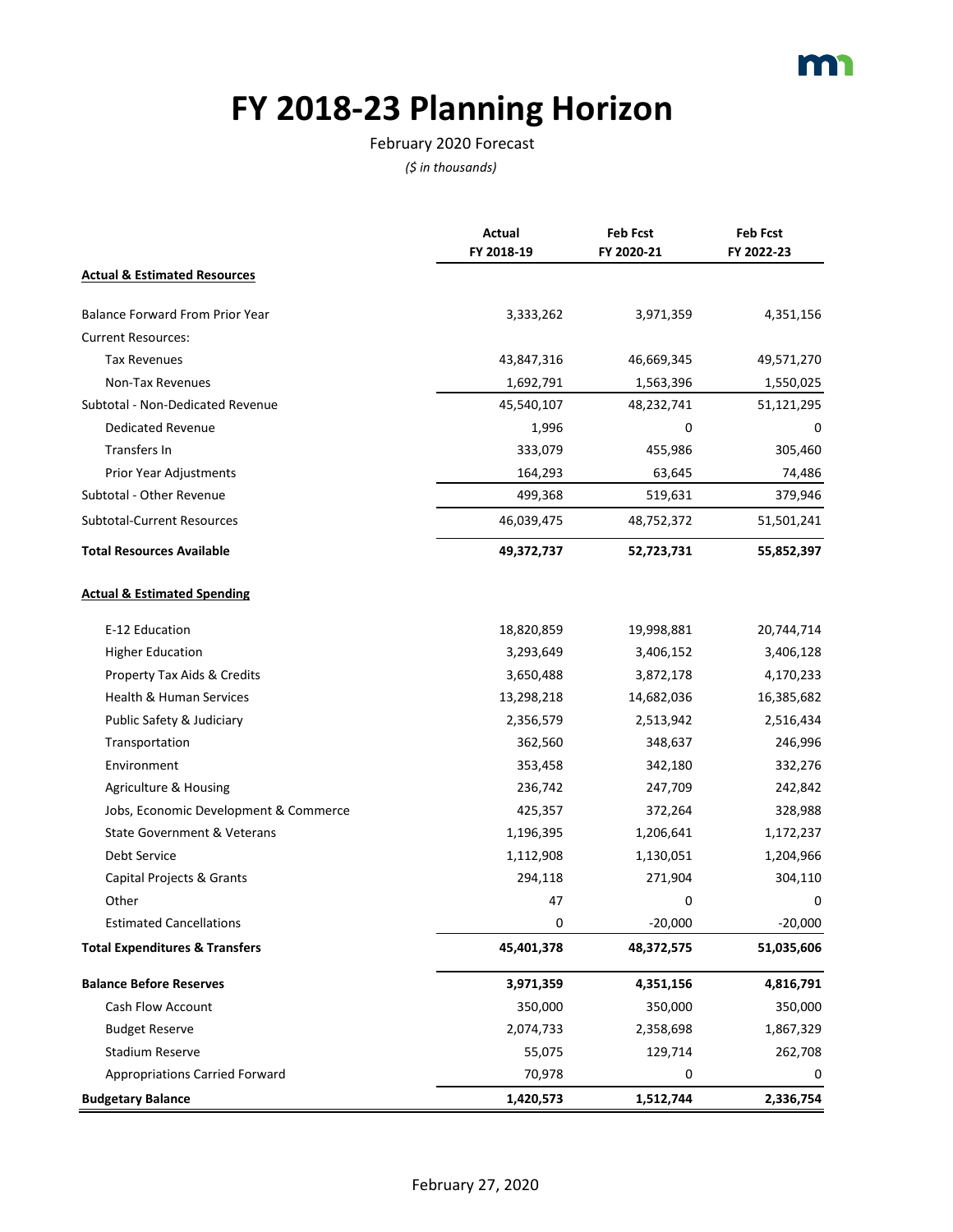# FY 2018-23 Planning Horizon

February 2020 Forecast

*($ in thousands)*

| | Actual FY 2018-19 | Feb Fcst FY 2020-21 | Feb Fcst FY 2022-23 |
|---|---|---|---|
| **Actual & Estimated Resources** | | | |
| Balance Forward From Prior Year | 3,333,262 | 3,971,359 | 4,351,156 |
| Current Resources: | | | |
| Tax Revenues | 43,847,316 | 46,669,345 | 49,571,270 |
| Non-Tax Revenues | 1,692,791 | 1,563,396 | 1,550,025 |
| Subtotal - Non-Dedicated Revenue | 45,540,107 | 48,232,741 | 51,121,295 |
| Dedicated Revenue | 1,996 | 0 | 0 |
| Transfers In | 333,079 | 455,986 | 305,460 |
| Prior Year Adjustments | 164,293 | 63,645 | 74,486 |
| Subtotal - Other Revenue | 499,368 | 519,631 | 379,946 |
| Subtotal-Current Resources | 46,039,475 | 48,752,372 | 51,501,241 |
| **Total Resources Available** | **49,372,737** | **52,723,731** | **55,852,397** |
| **Actual & Estimated Spending** | | | |
| E-12 Education | 18,820,859 | 19,998,881 | 20,744,714 |
| Higher Education | 3,293,649 | 3,406,152 | 3,406,128 |
| Property Tax Aids & Credits | 3,650,488 | 3,872,178 | 4,170,233 |
| Health & Human Services | 13,298,218 | 14,682,036 | 16,385,682 |
| Public Safety & Judiciary | 2,356,579 | 2,513,942 | 2,516,434 |
| Transportation | 362,560 | 348,637 | 246,996 |
| Environment | 353,458 | 342,180 | 332,276 |
| Agriculture & Housing | 236,742 | 247,709 | 242,842 |
| Jobs, Economic Development & Commerce | 425,357 | 372,264 | 328,988 |
| State Government & Veterans | 1,196,395 | 1,206,641 | 1,172,237 |
| Debt Service | 1,112,908 | 1,130,051 | 1,204,966 |
| Capital Projects & Grants | 294,118 | 271,904 | 304,110 |
| Other | 47 | 0 | 0 |
| Estimated Cancellations | 0 | -20,000 | -20,000 |
| **Total Expenditures & Transfers** | **45,401,378** | **48,372,575** | **51,035,606** |
| **Balance Before Reserves** | **3,971,359** | **4,351,156** | **4,816,791** |
| Cash Flow Account | 350,000 | 350,000 | 350,000 |
| Budget Reserve | 2,074,733 | 2,358,698 | 1,867,329 |
| Stadium Reserve | 55,075 | 129,714 | 262,708 |
| Appropriations Carried Forward | 70,978 | 0 | 0 |
| **Budgetary Balance** | **1,420,573** | **1,512,744** | **2,336,754** |

February 27, 2020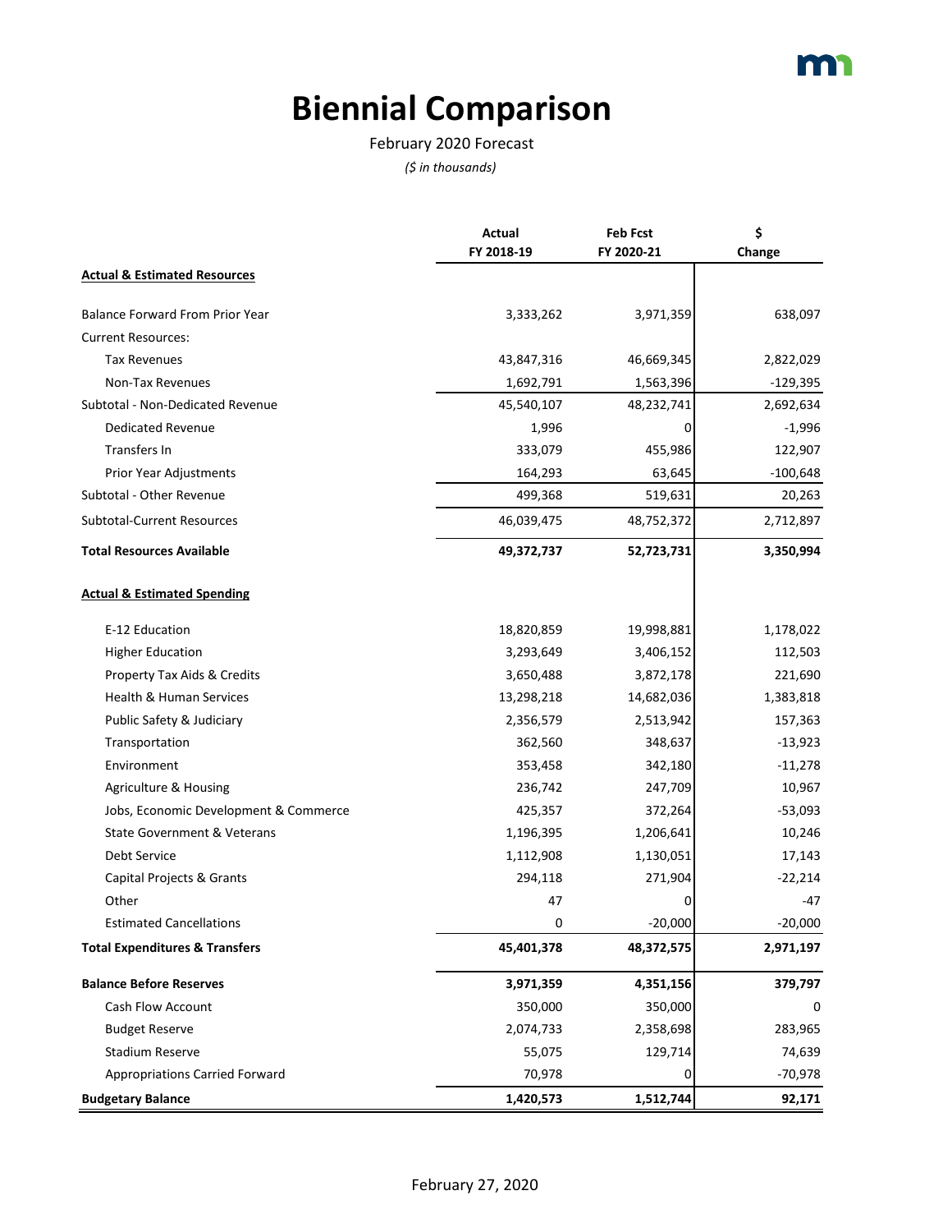# Biennial Comparison

February 2020 Forecast

*($ in thousands)*

| | Actual FY 2018-19 | Feb Fcst FY 2020-21 | $ Change |
|---|---|---|---|
| **Actual & Estimated Resources** | | | |
| Balance Forward From Prior Year | 3,333,262 | 3,971,359 | 638,097 |
| Current Resources: | | | |
| Tax Revenues | 43,847,316 | 46,669,345 | 2,822,029 |
| Non-Tax Revenues | 1,692,791 | 1,563,396 | -129,395 |
| Subtotal - Non-Dedicated Revenue | 45,540,107 | 48,232,741 | 2,692,634 |
| Dedicated Revenue | 1,996 | 0 | -1,996 |
| Transfers In | 333,079 | 455,986 | 122,907 |
| Prior Year Adjustments | 164,293 | 63,645 | -100,648 |
| Subtotal - Other Revenue | 499,368 | 519,631 | 20,263 |
| Subtotal-Current Resources | 46,039,475 | 48,752,372 | 2,712,897 |
| **Total Resources Available** | **49,372,737** | **52,723,731** | **3,350,994** |
| **Actual & Estimated Spending** | | | |
| E-12 Education | 18,820,859 | 19,998,881 | 1,178,022 |
| Higher Education | 3,293,649 | 3,406,152 | 112,503 |
| Property Tax Aids & Credits | 3,650,488 | 3,872,178 | 221,690 |
| Health & Human Services | 13,298,218 | 14,682,036 | 1,383,818 |
| Public Safety & Judiciary | 2,356,579 | 2,513,942 | 157,363 |
| Transportation | 362,560 | 348,637 | -13,923 |
| Environment | 353,458 | 342,180 | -11,278 |
| Agriculture & Housing | 236,742 | 247,709 | 10,967 |
| Jobs, Economic Development & Commerce | 425,357 | 372,264 | -53,093 |
| State Government & Veterans | 1,196,395 | 1,206,641 | 10,246 |
| Debt Service | 1,112,908 | 1,130,051 | 17,143 |
| Capital Projects & Grants | 294,118 | 271,904 | -22,214 |
| Other | 47 | 0 | -47 |
| Estimated Cancellations | 0 | -20,000 | -20,000 |
| **Total Expenditures & Transfers** | **45,401,378** | **48,372,575** | **2,971,197** |
| **Balance Before Reserves** | **3,971,359** | **4,351,156** | **379,797** |
| Cash Flow Account | 350,000 | 350,000 | 0 |
| Budget Reserve | 2,074,733 | 2,358,698 | 283,965 |
| Stadium Reserve | 55,075 | 129,714 | 74,639 |
| Appropriations Carried Forward | 70,978 | 0 | -70,978 |
| **Budgetary Balance** | **1,420,573** | **1,512,744** | **92,171** |

February 27, 2020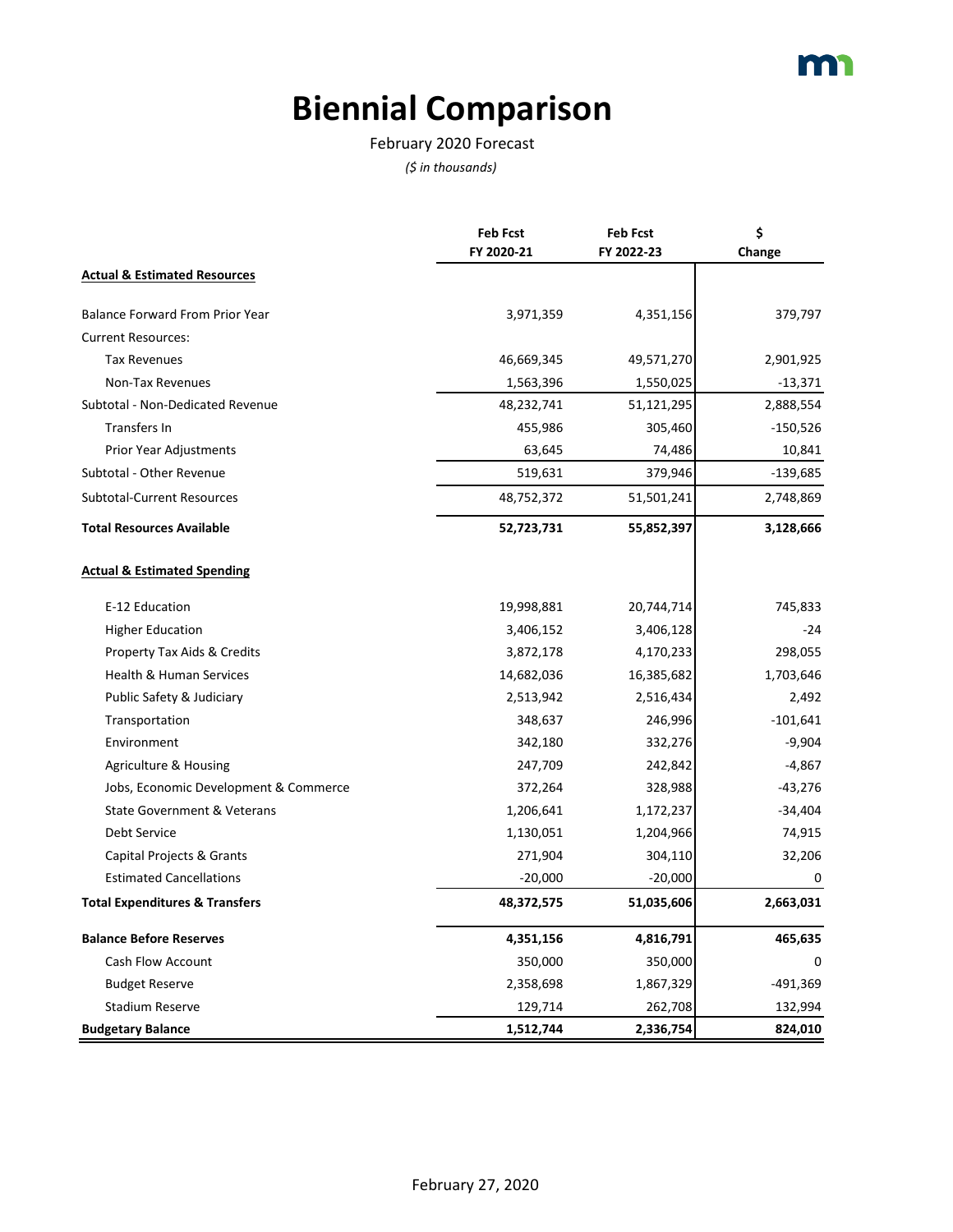# Biennial Comparison

February 2020 Forecast

*($ in thousands)*

| | Feb Fcst FY 2020-21 | Feb Fcst FY 2022-23 | $ Change |
|---|---|---|---|
| **Actual & Estimated Resources** | | | |
| Balance Forward From Prior Year | 3,971,359 | 4,351,156 | 379,797 |
| Current Resources: | | | |
| Tax Revenues | 46,669,345 | 49,571,270 | 2,901,925 |
| Non-Tax Revenues | 1,563,396 | 1,550,025 | -13,371 |
| Subtotal - Non-Dedicated Revenue | 48,232,741 | 51,121,295 | 2,888,554 |
| Transfers In | 455,986 | 305,460 | -150,526 |
| Prior Year Adjustments | 63,645 | 74,486 | 10,841 |
| Subtotal - Other Revenue | 519,631 | 379,946 | -139,685 |
| Subtotal-Current Resources | 48,752,372 | 51,501,241 | 2,748,869 |
| **Total Resources Available** | **52,723,731** | **55,852,397** | **3,128,666** |
| **Actual & Estimated Spending** | | | |
| E-12 Education | 19,998,881 | 20,744,714 | 745,833 |
| Higher Education | 3,406,152 | 3,406,128 | -24 |
| Property Tax Aids & Credits | 3,872,178 | 4,170,233 | 298,055 |
| Health & Human Services | 14,682,036 | 16,385,682 | 1,703,646 |
| Public Safety & Judiciary | 2,513,942 | 2,516,434 | 2,492 |
| Transportation | 348,637 | 246,996 | -101,641 |
| Environment | 342,180 | 332,276 | -9,904 |
| Agriculture & Housing | 247,709 | 242,842 | -4,867 |
| Jobs, Economic Development & Commerce | 372,264 | 328,988 | -43,276 |
| State Government & Veterans | 1,206,641 | 1,172,237 | -34,404 |
| Debt Service | 1,130,051 | 1,204,966 | 74,915 |
| Capital Projects & Grants | 271,904 | 304,110 | 32,206 |
| Estimated Cancellations | -20,000 | -20,000 | 0 |
| **Total Expenditures & Transfers** | **48,372,575** | **51,035,606** | **2,663,031** |
| **Balance Before Reserves** | **4,351,156** | **4,816,791** | **465,635** |
| Cash Flow Account | 350,000 | 350,000 | 0 |
| Budget Reserve | 2,358,698 | 1,867,329 | -491,369 |
| Stadium Reserve | 129,714 | 262,708 | 132,994 |
| **Budgetary Balance** | **1,512,744** | **2,336,754** | **824,010** |

February 27, 2020